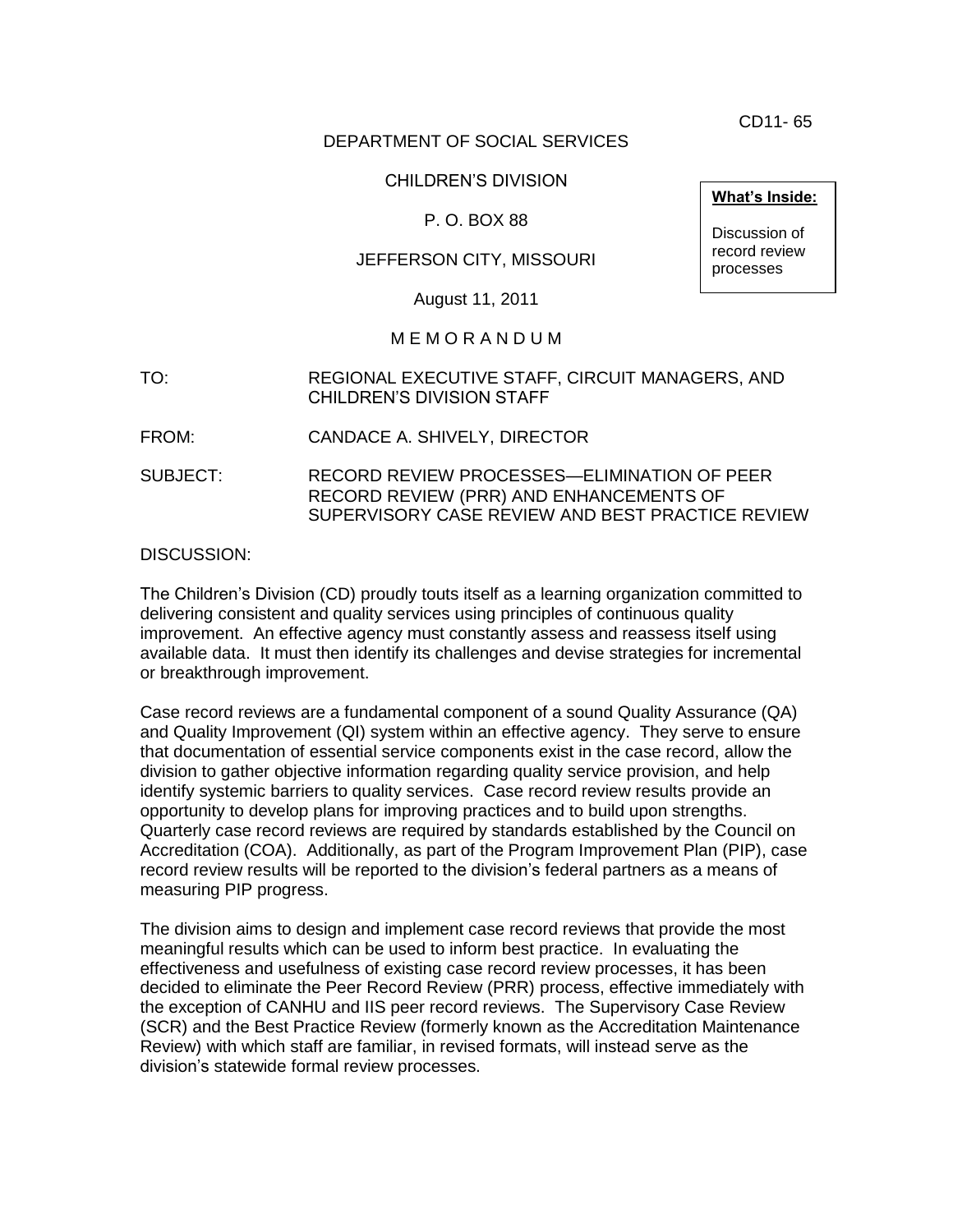CD11- 65

DEPARTMENT OF SOCIAL SERVICES

CHILDREN'S DIVISION

P. O. BOX 88

JEFFERSON CITY, MISSOURI

August 11, 2011

**What's Inside:**

Discussion of record review processes

M E M O R A N D U M

TO: REGIONAL EXECUTIVE STAFF, CIRCUIT MANAGERS, AND CHILDREN'S DIVISION STAFF

FROM: CANDACE A. SHIVELY, DIRECTOR

SUBJECT: RECORD REVIEW PROCESSES—ELIMINATION OF PEER RECORD REVIEW (PRR) AND ENHANCEMENTS OF SUPERVISORY CASE REVIEW AND BEST PRACTICE REVIEW

DISCUSSION:

The Children's Division (CD) proudly touts itself as a learning organization committed to delivering consistent and quality services using principles of continuous quality improvement. An effective agency must constantly assess and reassess itself using available data. It must then identify its challenges and devise strategies for incremental or breakthrough improvement.

Case record reviews are a fundamental component of a sound Quality Assurance (QA) and Quality Improvement (QI) system within an effective agency. They serve to ensure that documentation of essential service components exist in the case record, allow the division to gather objective information regarding quality service provision, and help identify systemic barriers to quality services. Case record review results provide an opportunity to develop plans for improving practices and to build upon strengths. Quarterly case record reviews are required by standards established by the Council on Accreditation (COA). Additionally, as part of the Program Improvement Plan (PIP), case record review results will be reported to the division's federal partners as a means of measuring PIP progress.

The division aims to design and implement case record reviews that provide the most meaningful results which can be used to inform best practice. In evaluating the effectiveness and usefulness of existing case record review processes, it has been decided to eliminate the Peer Record Review (PRR) process, effective immediately with the exception of CANHU and IIS peer record reviews. The Supervisory Case Review (SCR) and the Best Practice Review (formerly known as the Accreditation Maintenance Review) with which staff are familiar, in revised formats, will instead serve as the division's statewide formal review processes.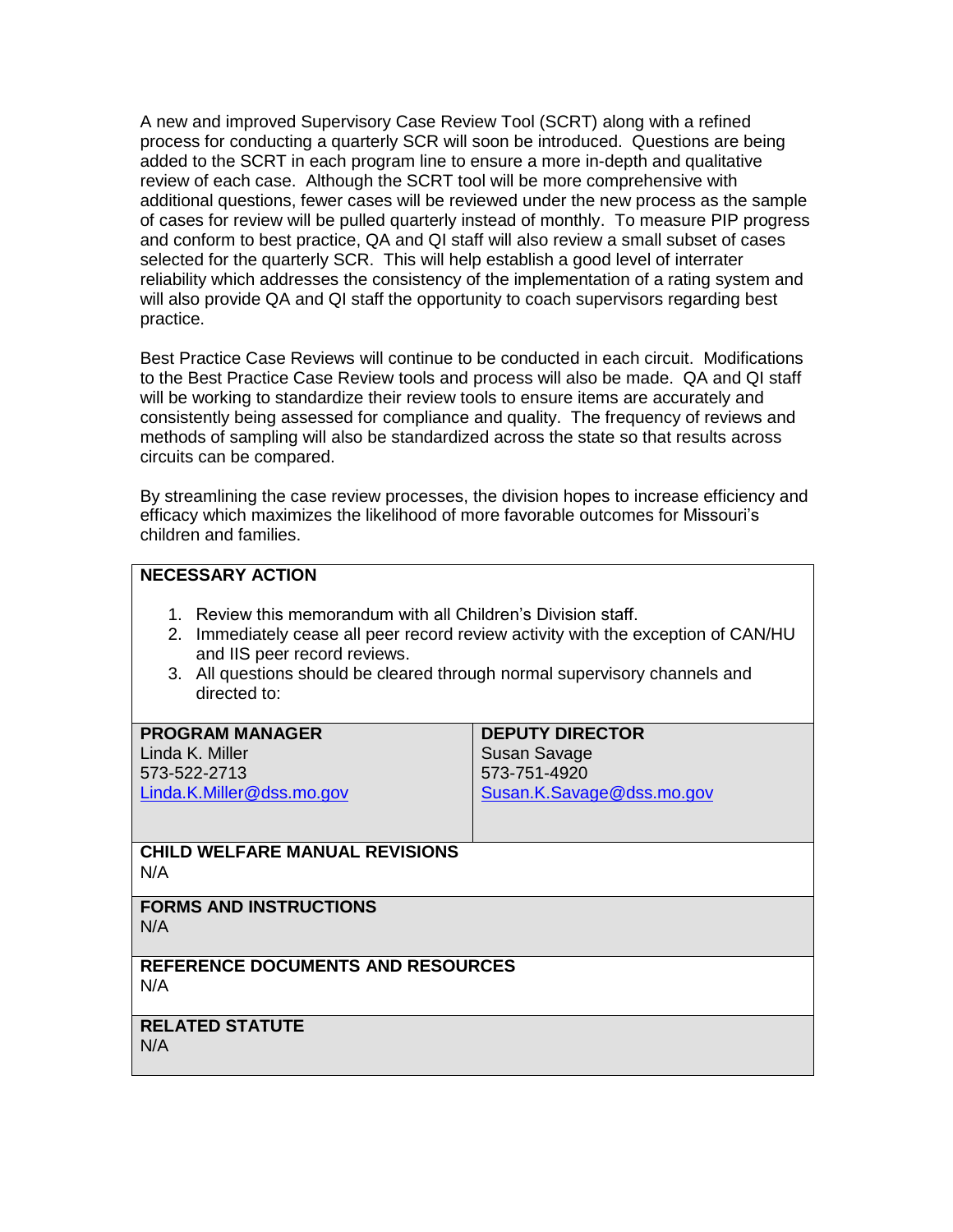A new and improved Supervisory Case Review Tool (SCRT) along with a refined process for conducting a quarterly SCR will soon be introduced. Questions are being added to the SCRT in each program line to ensure a more in-depth and qualitative review of each case. Although the SCRT tool will be more comprehensive with additional questions, fewer cases will be reviewed under the new process as the sample of cases for review will be pulled quarterly instead of monthly. To measure PIP progress and conform to best practice, QA and QI staff will also review a small subset of cases selected for the quarterly SCR. This will help establish a good level of interrater reliability which addresses the consistency of the implementation of a rating system and will also provide QA and QI staff the opportunity to coach supervisors regarding best practice.

Best Practice Case Reviews will continue to be conducted in each circuit. Modifications to the Best Practice Case Review tools and process will also be made. QA and QI staff will be working to standardize their review tools to ensure items are accurately and consistently being assessed for compliance and quality. The frequency of reviews and methods of sampling will also be standardized across the state so that results across circuits can be compared.

By streamlining the case review processes, the division hopes to increase efficiency and efficacy which maximizes the likelihood of more favorable outcomes for Missouri's children and families.

**NECESSARY ACTION**

1. Review this memorandum with all Children's Division staff.
2. Immediately cease all peer record review activity with the exception of CAN/HU and IIS peer record reviews.
3. All questions should be cleared through normal supervisory channels and directed to:

| **PROGRAM MANAGER** | **DEPUTY DIRECTOR** |
|---|---|
| Linda K. Miller<br>573-522-2713<br>Linda.K.Miller@dss.mo.gov | Susan Savage<br>573-751-4920<br>Susan.K.Savage@dss.mo.gov |

**CHILD WELFARE MANUAL REVISIONS**
N/A

**FORMS AND INSTRUCTIONS**
N/A

**REFERENCE DOCUMENTS AND RESOURCES**
N/A

**RELATED STATUTE**
N/A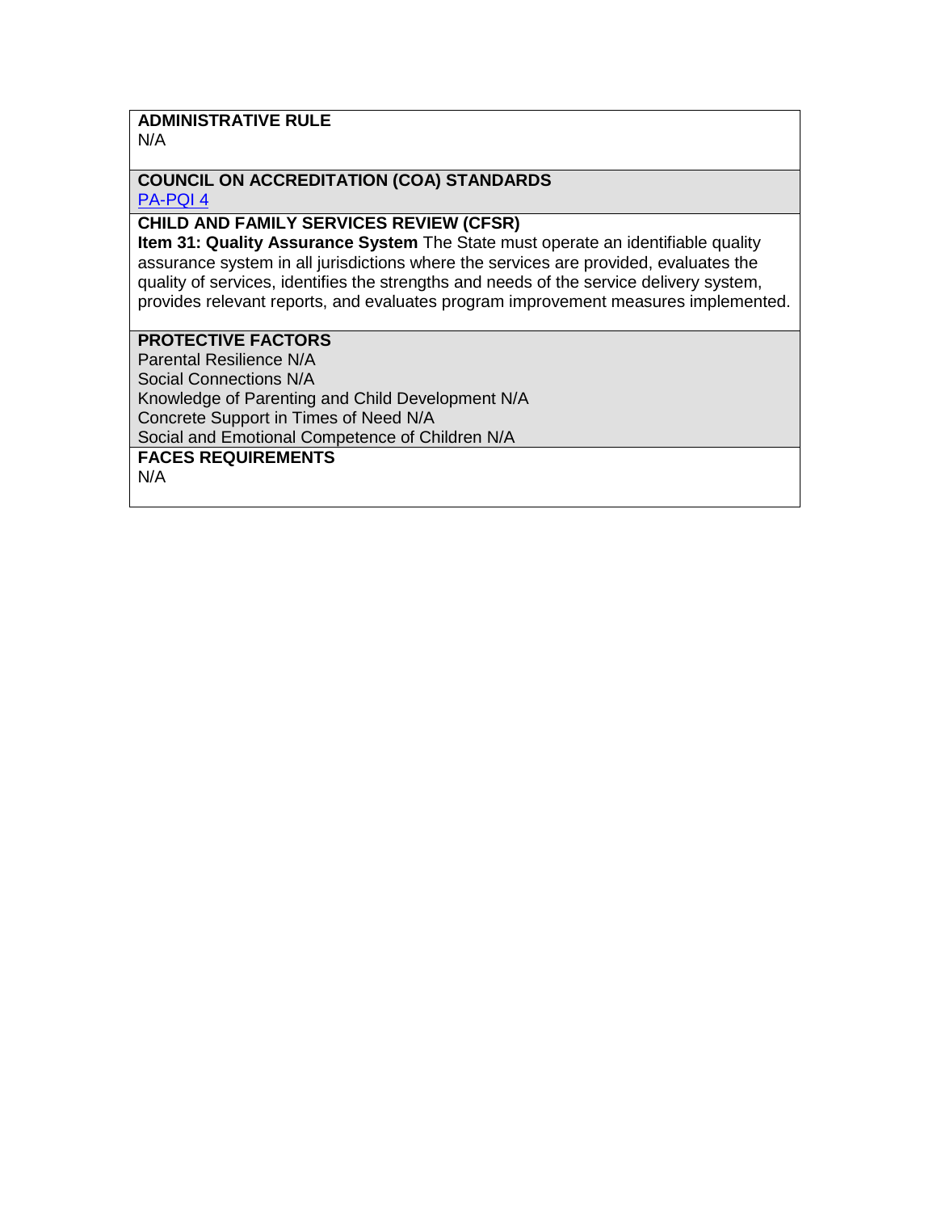**ADMINISTRATIVE RULE**
N/A

**COUNCIL ON ACCREDITATION (COA) STANDARDS**
PA-PQI 4

**CHILD AND FAMILY SERVICES REVIEW (CFSR)**
**Item 31: Quality Assurance System** The State must operate an identifiable quality assurance system in all jurisdictions where the services are provided, evaluates the quality of services, identifies the strengths and needs of the service delivery system, provides relevant reports, and evaluates program improvement measures implemented.

**PROTECTIVE FACTORS**
Parental Resilience N/A
Social Connections N/A
Knowledge of Parenting and Child Development N/A
Concrete Support in Times of Need N/A
Social and Emotional Competence of Children N/A

**FACES REQUIREMENTS**
N/A